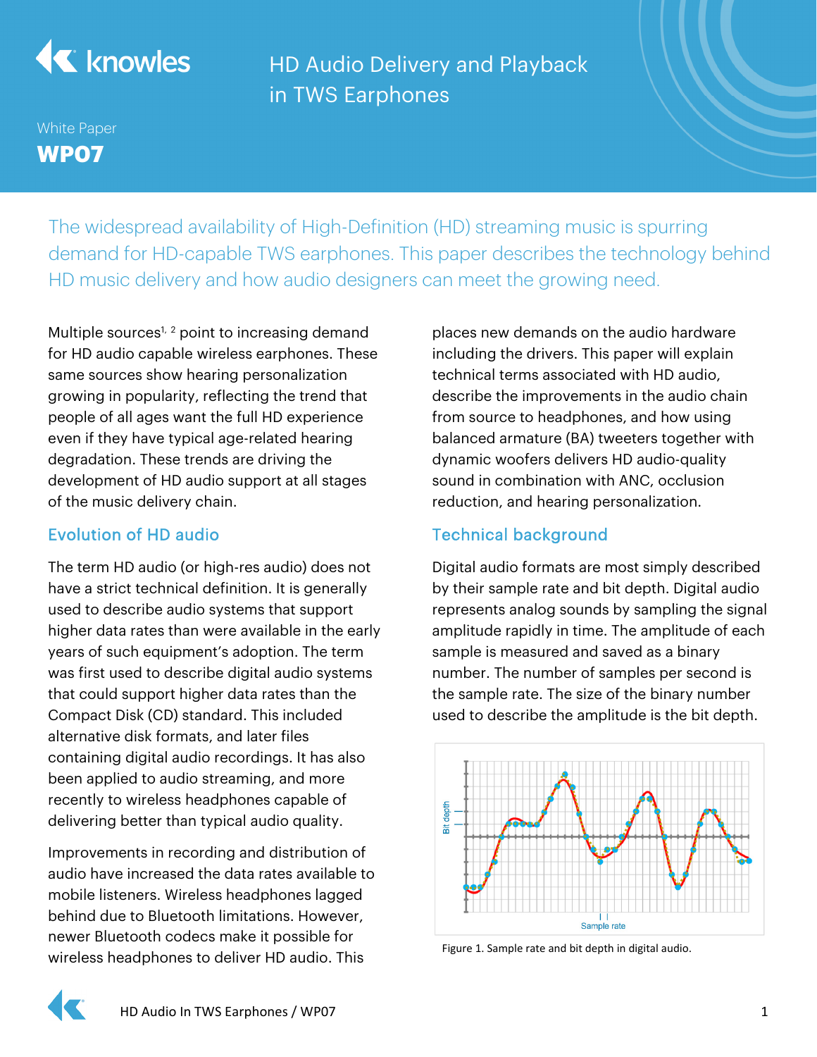# HD Audio Delivery and Playback in TWS Earphones

White Paper

**WP07**

The widespread availability of High-Definition (HD) streaming music is spurring demand for HD-capable TWS earphones. This paper describes the technology behind HD music delivery and how audio designers can meet the growing need.

Multiple sources[1, 2] point to increasing demand for HD audio capable wireless earphones. These same sources show hearing personalization growing in popularity, reflecting the trend that people of all ages want the full HD experience even if they have typical age-related hearing degradation. These trends are driving the development of HD audio support at all stages of the music delivery chain.

## Evolution of HD audio

The term HD audio (or high-res audio) does not have a strict technical definition. It is generally used to describe audio systems that support higher data rates than were available in the early years of such equipment's adoption. The term was first used to describe digital audio systems that could support higher data rates than the Compact Disk (CD) standard. This included alternative disk formats, and later files containing digital audio recordings. It has also been applied to audio streaming, and more recently to wireless headphones capable of delivering better than typical audio quality.

Improvements in recording and distribution of audio have increased the data rates available to mobile listeners. Wireless headphones lagged behind due to Bluetooth limitations. However, newer Bluetooth codecs make it possible for wireless headphones to deliver HD audio. This places new demands on the audio hardware including the drivers. This paper will explain technical terms associated with HD audio, describe the improvements in the audio chain from source to headphones, and how using balanced armature (BA) tweeters together with dynamic woofers delivers HD audio-quality sound in combination with ANC, occlusion reduction, and hearing personalization.

## Technical background

Digital audio formats are most simply described by their sample rate and bit depth. Digital audio represents analog sounds by sampling the signal amplitude rapidly in time. The amplitude of each sample is measured and saved as a binary number. The number of samples per second is the sample rate. The size of the binary number used to describe the amplitude is the bit depth.

Figure 1. Sample rate and bit depth in digital audio.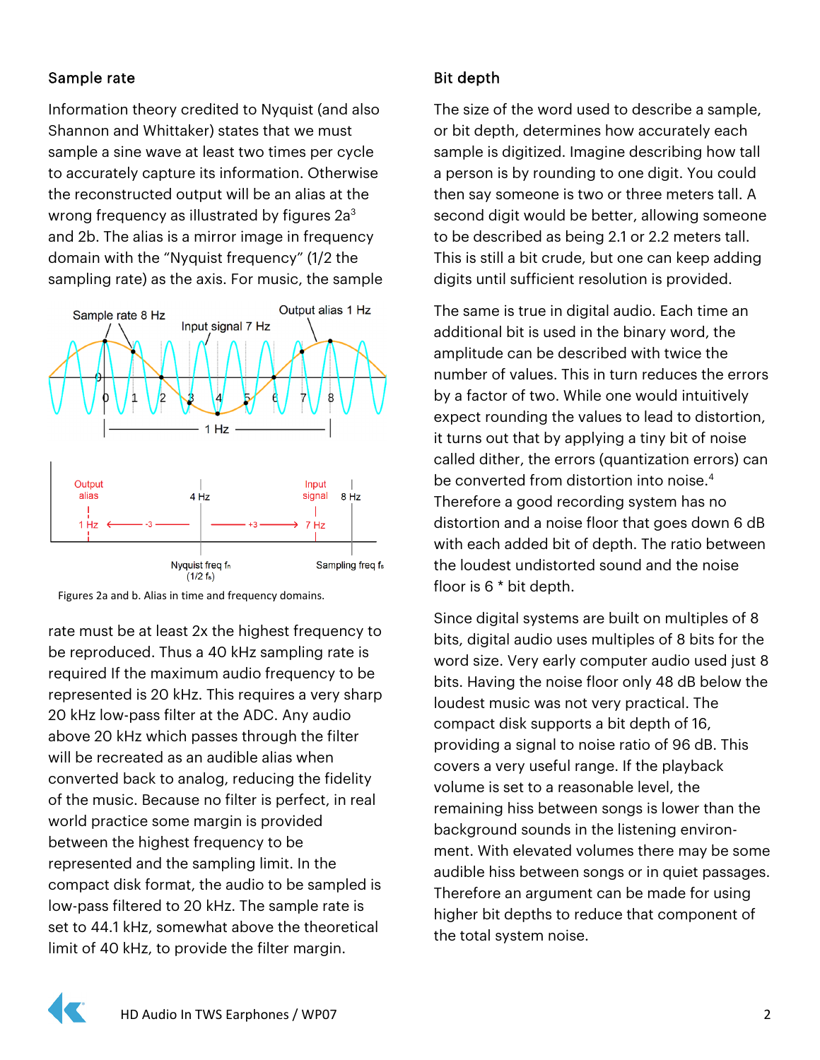## Sample rate

Information theory credited to Nyquist (and also Shannon and Whittaker) states that we must sample a sine wave at least two times per cycle to accurately capture its information. Otherwise the reconstructed output will be an alias at the wrong frequency as illustrated by figures 2a[3] and 2b. The alias is a mirror image in frequency domain with the "Nyquist frequency" (1/2 the sampling rate) as the axis. For music, the sample rate must be at least 2x the highest frequency to be reproduced. Thus a 40 kHz sampling rate is required If the maximum audio frequency to be represented is 20 kHz. This requires a very sharp 20 kHz low-pass filter at the ADC. Any audio above 20 kHz which passes through the filter will be recreated as an audible alias when converted back to analog, reducing the fidelity of the music. Because no filter is perfect, in real world practice some margin is provided between the highest frequency to be represented and the sampling limit. In the compact disk format, the audio to be sampled is low-pass filtered to 20 kHz. The sample rate is set to 44.1 kHz, somewhat above the theoretical limit of 40 kHz, to provide the filter margin.

Figures 2a and b. Alias in time and frequency domains.

## Bit depth

The size of the word used to describe a sample, or bit depth, determines how accurately each sample is digitized. Imagine describing how tall a person is by rounding to one digit. You could then say someone is two or three meters tall. A second digit would be better, allowing someone to be described as being 2.1 or 2.2 meters tall. This is still a bit crude, but one can keep adding digits until sufficient resolution is provided.

The same is true in digital audio. Each time an additional bit is used in the binary word, the amplitude can be described with twice the number of values. This in turn reduces the errors by a factor of two. While one would intuitively expect rounding the values to lead to distortion, it turns out that by applying a tiny bit of noise called dither, the errors (quantization errors) can be converted from distortion into noise.[4] Therefore a good recording system has no distortion and a noise floor that goes down 6 dB with each added bit of depth. The ratio between the loudest undistorted sound and the noise floor is 6 * bit depth.

Since digital systems are built on multiples of 8 bits, digital audio uses multiples of 8 bits for the word size. Very early computer audio used just 8 bits. Having the noise floor only 48 dB below the loudest music was not very practical. The compact disk supports a bit depth of 16, providing a signal to noise ratio of 96 dB. This covers a very useful range. If the playback volume is set to a reasonable level, the remaining hiss between songs is lower than the background sounds in the listening environment. With elevated volumes there may be some audible hiss between songs or in quiet passages. Therefore an argument can be made for using higher bit depths to reduce that component of the total system noise.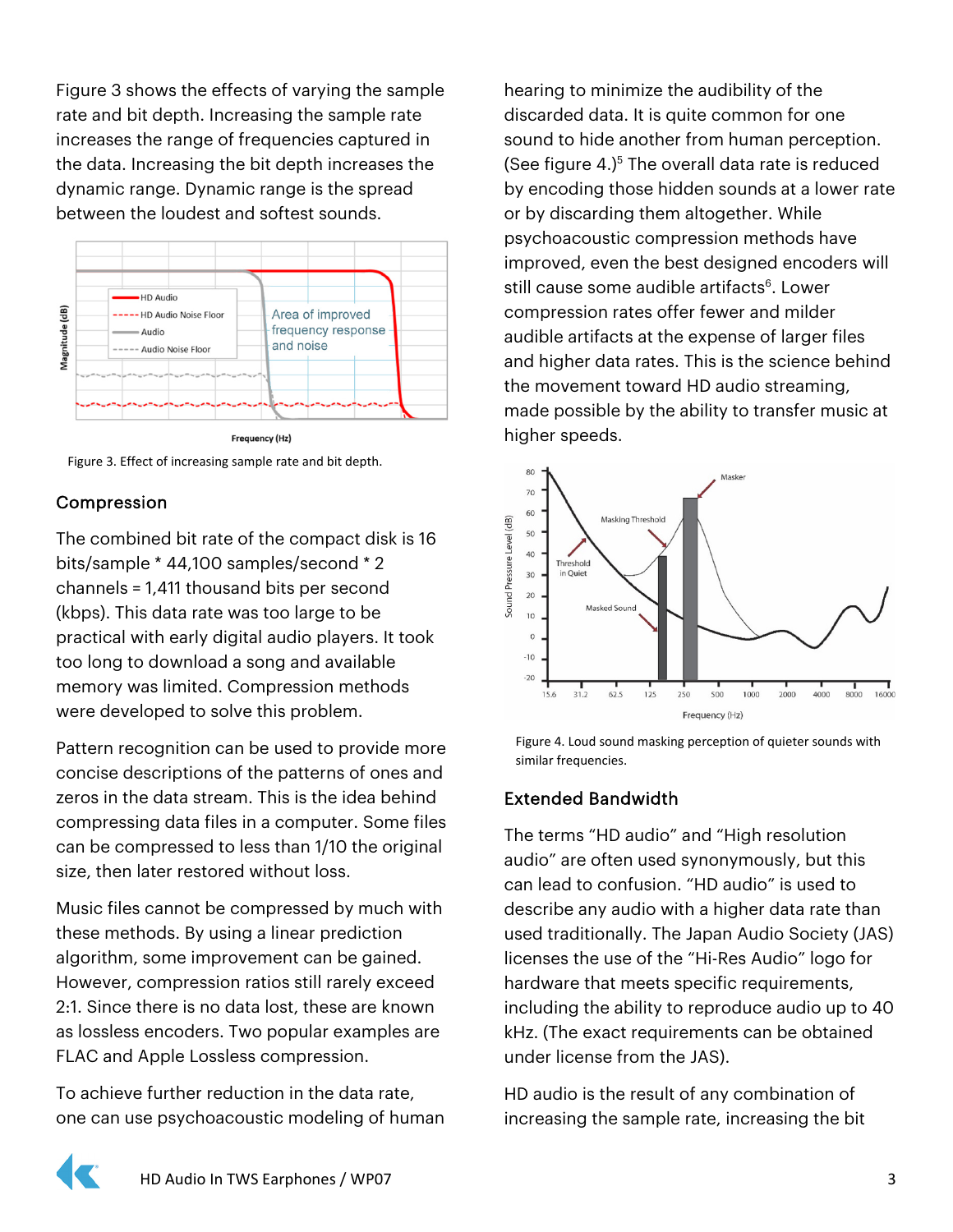Figure 3 shows the effects of varying the sample rate and bit depth. Increasing the sample rate increases the range of frequencies captured in the data. Increasing the bit depth increases the dynamic range. Dynamic range is the spread between the loudest and softest sounds.

Figure 3. Effect of increasing sample rate and bit depth.

## Compression

The combined bit rate of the compact disk is 16 bits/sample * 44,100 samples/second * 2 channels = 1,411 thousand bits per second (kbps). This data rate was too large to be practical with early digital audio players. It took too long to download a song and available memory was limited. Compression methods were developed to solve this problem.

Pattern recognition can be used to provide more concise descriptions of the patterns of ones and zeros in the data stream. This is the idea behind compressing data files in a computer. Some files can be compressed to less than 1/10 the original size, then later restored without loss.

Music files cannot be compressed by much with these methods. By using a linear prediction algorithm, some improvement can be gained. However, compression ratios still rarely exceed 2:1. Since there is no data lost, these are known as lossless encoders. Two popular examples are FLAC and Apple Lossless compression.

To achieve further reduction in the data rate, one can use psychoacoustic modeling of human hearing to minimize the audibility of the discarded data. It is quite common for one sound to hide another from human perception. (See figure 4.)[5] The overall data rate is reduced by encoding those hidden sounds at a lower rate or by discarding them altogether. While psychoacoustic compression methods have improved, even the best designed encoders will still cause some audible artifacts[6]. Lower compression rates offer fewer and milder audible artifacts at the expense of larger files and higher data rates. This is the science behind the movement toward HD audio streaming, made possible by the ability to transfer music at higher speeds.

Figure 4. Loud sound masking perception of quieter sounds with similar frequencies.

## Extended Bandwidth

The terms "HD audio" and "High resolution audio" are often used synonymously, but this can lead to confusion. "HD audio" is used to describe any audio with a higher data rate than used traditionally. The Japan Audio Society (JAS) licenses the use of the "Hi-Res Audio" logo for hardware that meets specific requirements, including the ability to reproduce audio up to 40 kHz. (The exact requirements can be obtained under license from the JAS).

HD audio is the result of any combination of increasing the sample rate, increasing the bit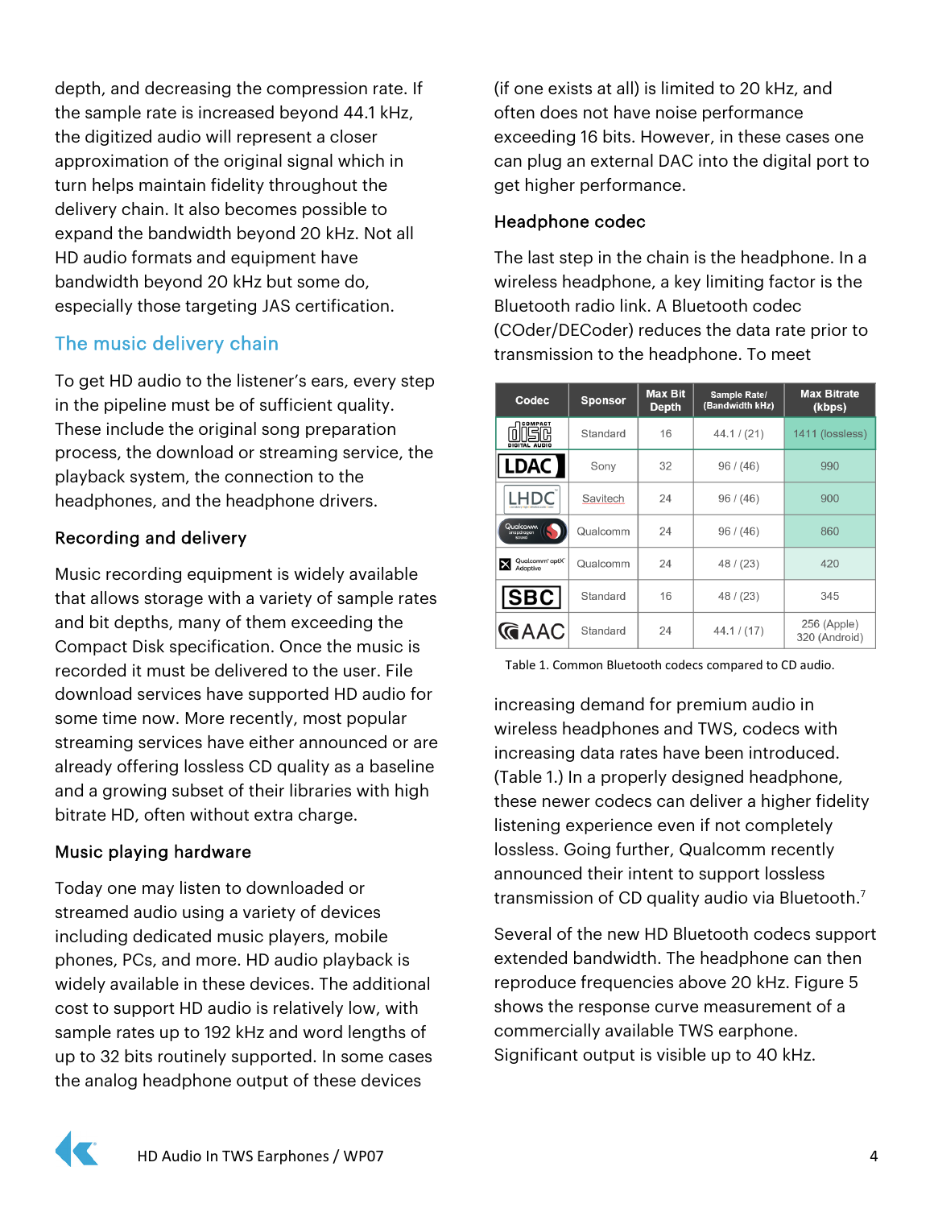depth, and decreasing the compression rate. If the sample rate is increased beyond 44.1 kHz, the digitized audio will represent a closer approximation of the original signal which in turn helps maintain fidelity throughout the delivery chain. It also becomes possible to expand the bandwidth beyond 20 kHz. Not all HD audio formats and equipment have bandwidth beyond 20 kHz but some do, especially those targeting JAS certification.

## The music delivery chain

To get HD audio to the listener's ears, every step in the pipeline must be of sufficient quality. These include the original song preparation process, the download or streaming service, the playback system, the connection to the headphones, and the headphone drivers.

### Recording and delivery

Music recording equipment is widely available that allows storage with a variety of sample rates and bit depths, many of them exceeding the Compact Disk specification. Once the music is recorded it must be delivered to the user. File download services have supported HD audio for some time now. More recently, most popular streaming services have either announced or are already offering lossless CD quality as a baseline and a growing subset of their libraries with high bitrate HD, often without extra charge.

### Music playing hardware

Today one may listen to downloaded or streamed audio using a variety of devices including dedicated music players, mobile phones, PCs, and more. HD audio playback is widely available in these devices. The additional cost to support HD audio is relatively low, with sample rates up to 192 kHz and word lengths of up to 32 bits routinely supported. In some cases the analog headphone output of these devices (if one exists at all) is limited to 20 kHz, and often does not have noise performance exceeding 16 bits. However, in these cases one can plug an external DAC into the digital port to get higher performance.

### Headphone codec

The last step in the chain is the headphone. In a wireless headphone, a key limiting factor is the Bluetooth radio link. A Bluetooth codec (COder/DECoder) reduces the data rate prior to transmission to the headphone. To meet increasing demand for premium audio in wireless headphones and TWS, codecs with increasing data rates have been introduced. (Table 1.) In a properly designed headphone, these newer codecs can deliver a higher fidelity listening experience even if not completely lossless. Going further, Qualcomm recently announced their intent to support lossless transmission of CD quality audio via Bluetooth.[7]

| Codec | Sponsor | Max Bit Depth | Sample Rate/ (Bandwidth kHz) | Max Bitrate (kbps) |
|---|---|---|---|---|
| Compact Disc Digital Audio | Standard | 16 | 44.1 / (21) | 1411 (lossless) |
| LDAC | Sony | 32 | 96 / (46) | 990 |
| LHDC | Savitech | 24 | 96 / (46) | 900 |
| Qualcomm Snapdragon Sound | Qualcomm | 24 | 96 / (46) | 860 |
| Qualcomm aptX Adaptive | Qualcomm | 24 | 48 / (23) | 420 |
| SBC | Standard | 16 | 48 / (23) | 345 |
| AAC | Standard | 24 | 44.1 / (17) | 256 (Apple) 320 (Android) |

Table 1. Common Bluetooth codecs compared to CD audio.

Several of the new HD Bluetooth codecs support extended bandwidth. The headphone can then reproduce frequencies above 20 kHz. Figure 5 shows the response curve measurement of a commercially available TWS earphone. Significant output is visible up to 40 kHz.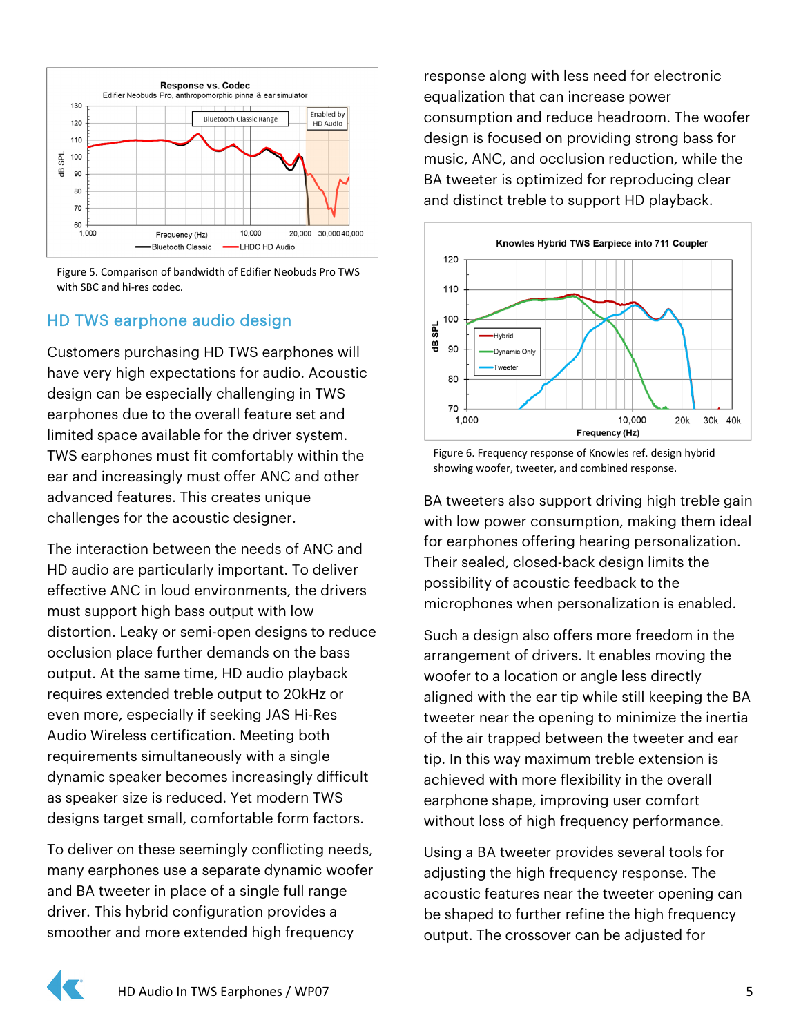Figure 5. Comparison of bandwidth of Edifier Neobuds Pro TWS with SBC and hi-res codec.

## HD TWS earphone audio design

Customers purchasing HD TWS earphones will have very high expectations for audio. Acoustic design can be especially challenging in TWS earphones due to the overall feature set and limited space available for the driver system. TWS earphones must fit comfortably within the ear and increasingly must offer ANC and other advanced features. This creates unique challenges for the acoustic designer.

The interaction between the needs of ANC and HD audio are particularly important. To deliver effective ANC in loud environments, the drivers must support high bass output with low distortion. Leaky or semi-open designs to reduce occlusion place further demands on the bass output. At the same time, HD audio playback requires extended treble output to 20kHz or even more, especially if seeking JAS Hi-Res Audio Wireless certification. Meeting both requirements simultaneously with a single dynamic speaker becomes increasingly difficult as speaker size is reduced. Yet modern TWS designs target small, comfortable form factors.

To deliver on these seemingly conflicting needs, many earphones use a separate dynamic woofer and BA tweeter in place of a single full range driver. This hybrid configuration provides a smoother and more extended high frequency response along with less need for electronic equalization that can increase power consumption and reduce headroom. The woofer design is focused on providing strong bass for music, ANC, and occlusion reduction, while the BA tweeter is optimized for reproducing clear and distinct treble to support HD playback.

Figure 6. Frequency response of Knowles ref. design hybrid showing woofer, tweeter, and combined response.

BA tweeters also support driving high treble gain with low power consumption, making them ideal for earphones offering hearing personalization. Their sealed, closed-back design limits the possibility of acoustic feedback to the microphones when personalization is enabled.

Such a design also offers more freedom in the arrangement of drivers. It enables moving the woofer to a location or angle less directly aligned with the ear tip while still keeping the BA tweeter near the opening to minimize the inertia of the air trapped between the tweeter and ear tip. In this way maximum treble extension is achieved with more flexibility in the overall earphone shape, improving user comfort without loss of high frequency performance.

Using a BA tweeter provides several tools for adjusting the high frequency response. The acoustic features near the tweeter opening can be shaped to further refine the high frequency output. The crossover can be adjusted for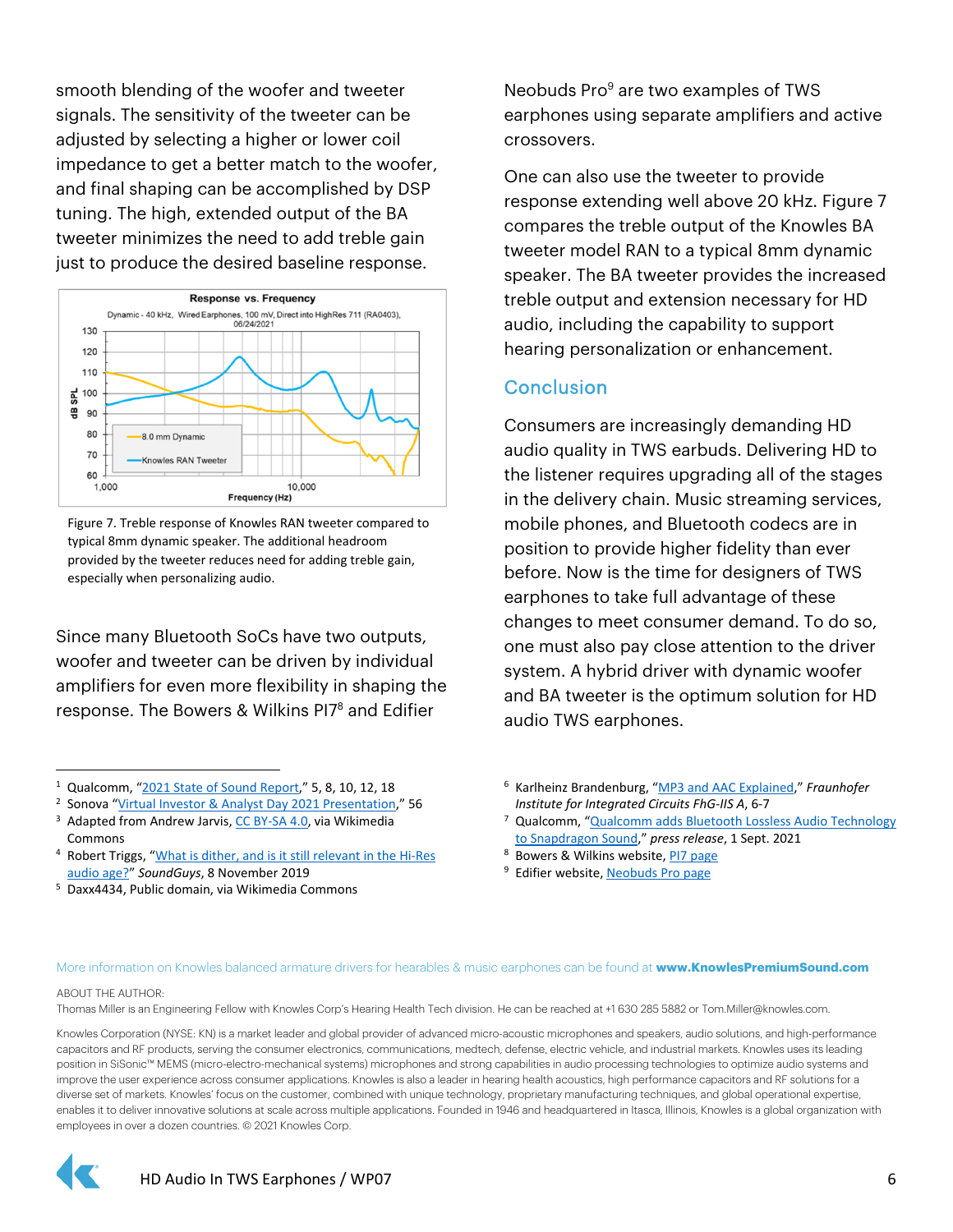smooth blending of the woofer and tweeter signals. The sensitivity of the tweeter can be adjusted by selecting a higher or lower coil impedance to get a better match to the woofer, and final shaping can be accomplished by DSP tuning. The high, extended output of the BA tweeter minimizes the need to add treble gain just to produce the desired baseline response.

Response vs. Frequency

Dynamic - 40 kHz, Wired Earphones, 100 mV, Direct into HighRes 711 (RA0403), 06/24/2021

dB SPL

130
120
110
100
90
80
70
60

1,000
10,000

Frequency (Hz)

8.0 mm Dynamic
Knowles RAN Tweeter

Figure 7. Treble response of Knowles RAN tweeter compared to typical 8mm dynamic speaker. The additional headroom provided by the tweeter reduces need for adding treble gain, especially when personalizing audio.

Since many Bluetooth SoCs have two outputs, woofer and tweeter can be driven by individual amplifiers for even more flexibility in shaping the response. The Bowers & Wilkins PI7[8] and Edifier Neobuds Pro[9] are two examples of TWS earphones using separate amplifiers and active crossovers.

One can also use the tweeter to provide response extending well above 20 kHz. Figure 7 compares the treble output of the Knowles BA tweeter model RAN to a typical 8mm dynamic speaker. The BA tweeter provides the increased treble output and extension necessary for HD audio, including the capability to support hearing personalization or enhancement.

## Conclusion

Consumers are increasingly demanding HD audio quality in TWS earbuds. Delivering HD to the listener requires upgrading all of the stages in the delivery chain. Music streaming services, mobile phones, and Bluetooth codecs are in position to provide higher fidelity than ever before. Now is the time for designers of TWS earphones to take full advantage of these changes to meet consumer demand. To do so, one must also pay close attention to the driver system. A hybrid driver with dynamic woofer and BA tweeter is the optimum solution for HD audio TWS earphones.

---

1 Qualcomm, "2021 State of Sound Report," 5, 8, 10, 12, 18
2 Sonova "Virtual Investor & Analyst Day 2021 Presentation," 56
3 Adapted from Andrew Jarvis, CC BY-SA 4.0, via Wikimedia Commons
4 Robert Triggs, "What is dither, and is it still relevant in the Hi-Res audio age?" *SoundGuys*, 8 November 2019
5 Daxx4434, Public domain, via Wikimedia Commons
6 Karlheinz Brandenburg, "MP3 and AAC Explained," *Fraunhofer Institute for Integrated Circuits FhG-IIS A*, 6-7
7 Qualcomm, "Qualcomm adds Bluetooth Lossless Audio Technology to Snapdragon Sound," *press release*, 1 Sept. 2021
8 Bowers & Wilkins website, PI7 page
9 Edifier website, Neobuds Pro page

More information on Knowles balanced armature drivers for hearables & music earphones can be found at **www.KnowlesPremiumSound.com**

ABOUT THE AUTHOR:
Thomas Miller is an Engineering Fellow with Knowles Corp's Hearing Health Tech division. He can be reached at +1 630 285 5882 or Tom.Miller@knowles.com.

Knowles Corporation (NYSE: KN) is a market leader and global provider of advanced micro-acoustic microphones and speakers, audio solutions, and high-performance capacitors and RF products, serving the consumer electronics, communications, medtech, defense, electric vehicle, and industrial markets. Knowles uses its leading position in SiSonic™ MEMS (micro-electro-mechanical systems) microphones and strong capabilities in audio processing technologies to optimize audio systems and improve the user experience across consumer applications. Knowles is also a leader in hearing health acoustics, high performance capacitors and RF solutions for a diverse set of markets. Knowles' focus on the customer, combined with unique technology, proprietary manufacturing techniques, and global operational expertise, enables it to deliver innovative solutions at scale across multiple applications. Founded in 1946 and headquartered in Itasca, Illinois, Knowles is a global organization with employees in over a dozen countries. © 2021 Knowles Corp.